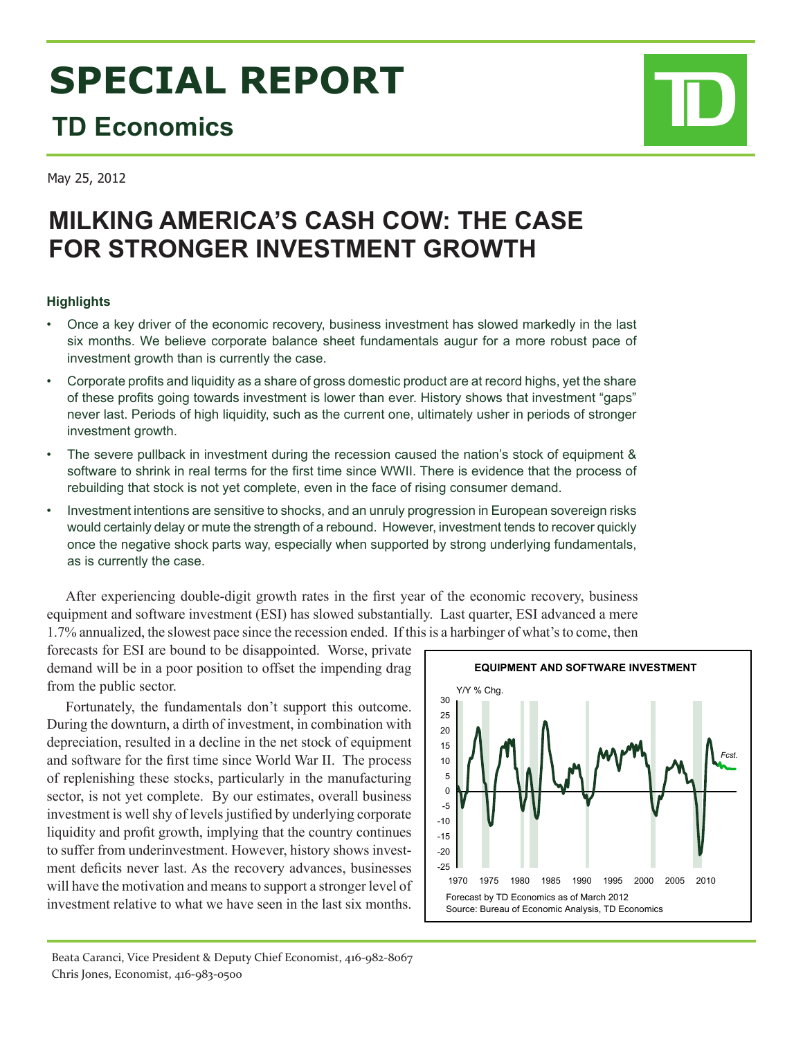# SPECIAL REPORT

## TD Economics

May 25, 2012

# MILKING AMERICA'S CASH COW: THE CASE FOR STRONGER INVESTMENT GROWTH

### Highlights

- Once a key driver of the economic recovery, business investment has slowed markedly in the last six months. We believe corporate balance sheet fundamentals augur for a more robust pace of investment growth than is currently the case.
- Corporate profits and liquidity as a share of gross domestic product are at record highs, yet the share of these profits going towards investment is lower than ever. History shows that investment "gaps" never last. Periods of high liquidity, such as the current one, ultimately usher in periods of stronger investment growth.
- The severe pullback in investment during the recession caused the nation's stock of equipment & software to shrink in real terms for the first time since WWII. There is evidence that the process of rebuilding that stock is not yet complete, even in the face of rising consumer demand.
- Investment intentions are sensitive to shocks, and an unruly progression in European sovereign risks would certainly delay or mute the strength of a rebound. However, investment tends to recover quickly once the negative shock parts way, especially when supported by strong underlying fundamentals, as is currently the case.

After experiencing double-digit growth rates in the first year of the economic recovery, business equipment and software investment (ESI) has slowed substantially. Last quarter, ESI advanced a mere 1.7% annualized, the slowest pace since the recession ended. If this is a harbinger of what's to come, then forecasts for ESI are bound to be disappointed. Worse, private demand will be in a poor position to offset the impending drag from the public sector.

Fortunately, the fundamentals don't support this outcome. During the downturn, a dirth of investment, in combination with depreciation, resulted in a decline in the net stock of equipment and software for the first time since World War II. The process of replenishing these stocks, particularly in the manufacturing sector, is not yet complete. By our estimates, overall business investment is well shy of levels justified by underlying corporate liquidity and profit growth, implying that the country continues to suffer from underinvestment. However, history shows investment deficits never last. As the recovery advances, businesses will have the motivation and means to support a stronger level of investment relative to what we have seen in the last six months.

**EQUIPMENT AND SOFTWARE INVESTMENT**

Forecast by TD Economics as of March 2012
Source: Bureau of Economic Analysis, TD Economics

Beata Caranci, Vice President & Deputy Chief Economist, 416-982-8067
Chris Jones, Economist, 416-983-0500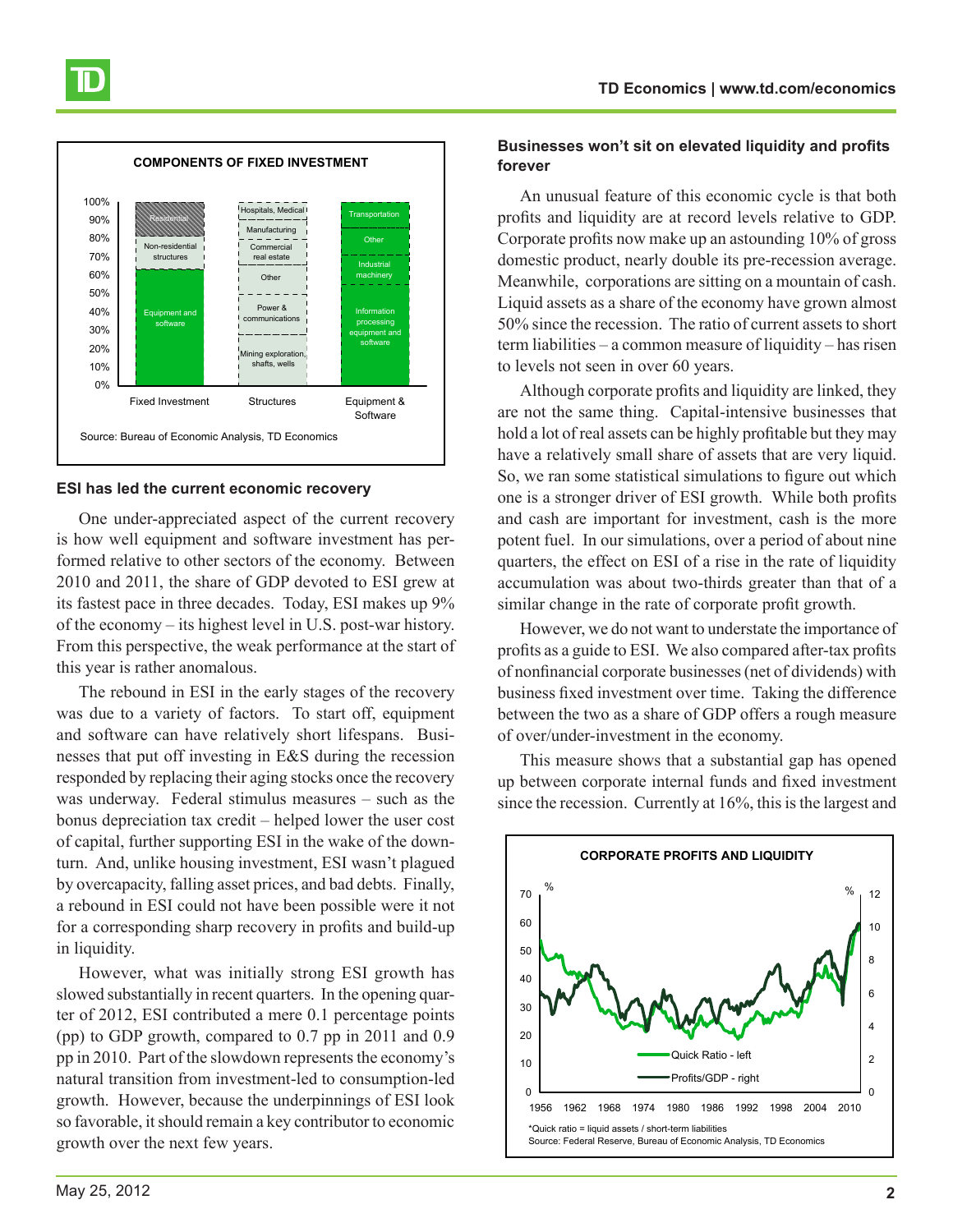**COMPONENTS OF FIXED INVESTMENT**

Source: Bureau of Economic Analysis, TD Economics

### ESI has led the current economic recovery

One under-appreciated aspect of the current recovery is how well equipment and software investment has performed relative to other sectors of the economy. Between 2010 and 2011, the share of GDP devoted to ESI grew at its fastest pace in three decades. Today, ESI makes up 9% of the economy – its highest level in U.S. post-war history. From this perspective, the weak performance at the start of this year is rather anomalous.

The rebound in ESI in the early stages of the recovery was due to a variety of factors. To start off, equipment and software can have relatively short lifespans. Businesses that put off investing in E&S during the recession responded by replacing their aging stocks once the recovery was underway. Federal stimulus measures – such as the bonus depreciation tax credit – helped lower the user cost of capital, further supporting ESI in the wake of the downturn. And, unlike housing investment, ESI wasn't plagued by overcapacity, falling asset prices, and bad debts. Finally, a rebound in ESI could not have been possible were it not for a corresponding sharp recovery in profits and build-up in liquidity.

However, what was initially strong ESI growth has slowed substantially in recent quarters. In the opening quarter of 2012, ESI contributed a mere 0.1 percentage points (pp) to GDP growth, compared to 0.7 pp in 2011 and 0.9 pp in 2010. Part of the slowdown represents the economy's natural transition from investment-led to consumption-led growth. However, because the underpinnings of ESI look so favorable, it should remain a key contributor to economic growth over the next few years.

### Businesses won't sit on elevated liquidity and profits forever

An unusual feature of this economic cycle is that both profits and liquidity are at record levels relative to GDP. Corporate profits now make up an astounding 10% of gross domestic product, nearly double its pre-recession average. Meanwhile, corporations are sitting on a mountain of cash. Liquid assets as a share of the economy have grown almost 50% since the recession. The ratio of current assets to short term liabilities – a common measure of liquidity – has risen to levels not seen in over 60 years.

Although corporate profits and liquidity are linked, they are not the same thing. Capital-intensive businesses that hold a lot of real assets can be highly profitable but they may have a relatively small share of assets that are very liquid. So, we ran some statistical simulations to figure out which one is a stronger driver of ESI growth. While both profits and cash are important for investment, cash is the more potent fuel. In our simulations, over a period of about nine quarters, the effect on ESI of a rise in the rate of liquidity accumulation was about two-thirds greater than that of a similar change in the rate of corporate profit growth.

However, we do not want to understate the importance of profits as a guide to ESI. We also compared after-tax profits of nonfinancial corporate businesses (net of dividends) with business fixed investment over time. Taking the difference between the two as a share of GDP offers a rough measure of over/under-investment in the economy.

This measure shows that a substantial gap has opened up between corporate internal funds and fixed investment since the recession. Currently at 16%, this is the largest and

**CORPORATE PROFITS AND LIQUIDITY**

*Quick ratio = liquid assets / short-term liabilities
Source: Federal Reserve, Bureau of Economic Analysis, TD Economics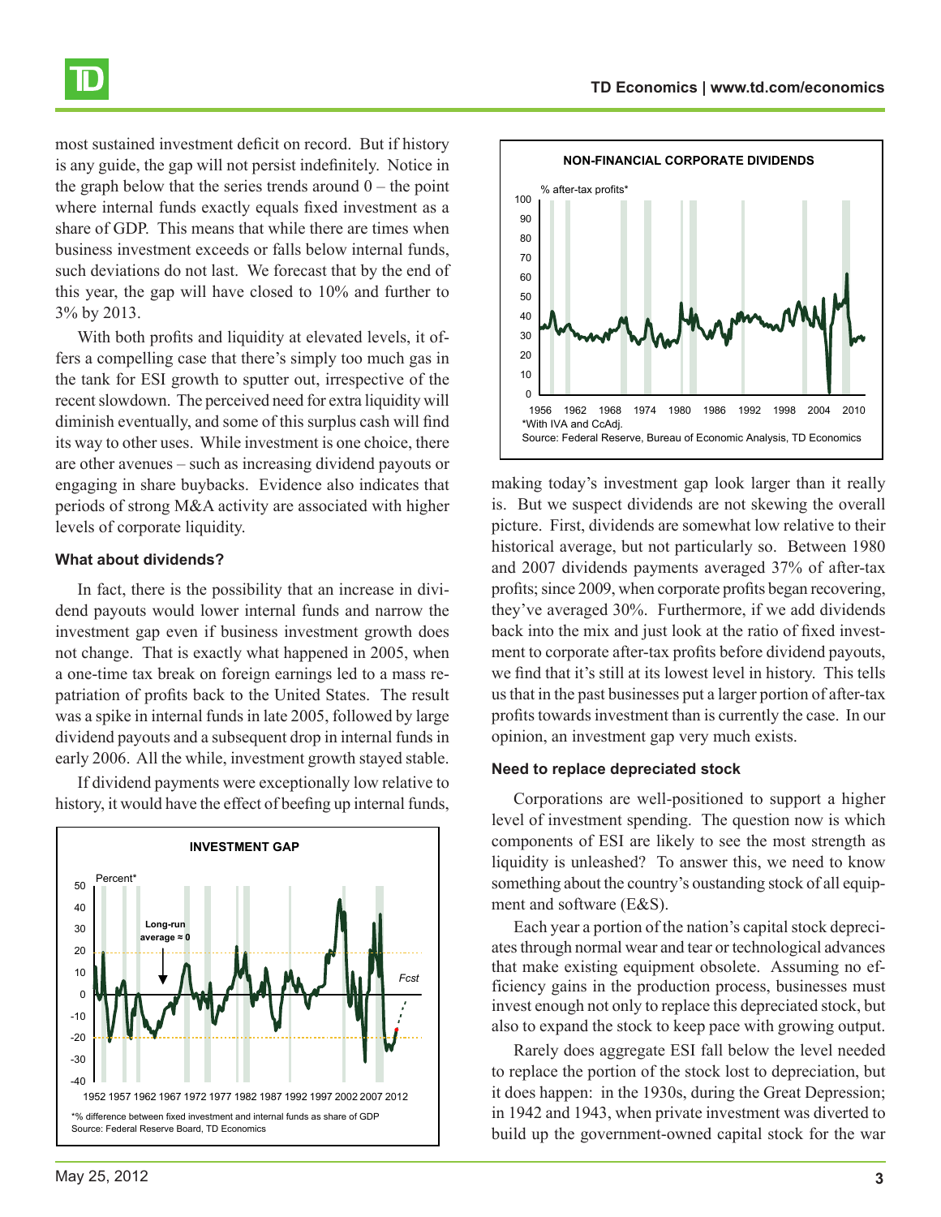most sustained investment deficit on record. But if history is any guide, the gap will not persist indefinitely. Notice in the graph below that the series trends around 0 – the point where internal funds exactly equals fixed investment as a share of GDP. This means that while there are times when business investment exceeds or falls below internal funds, such deviations do not last. We forecast that by the end of this year, the gap will have closed to 10% and further to 3% by 2013.

With both profits and liquidity at elevated levels, it offers a compelling case that there's simply too much gas in the tank for ESI growth to sputter out, irrespective of the recent slowdown. The perceived need for extra liquidity will diminish eventually, and some of this surplus cash will find its way to other uses. While investment is one choice, there are other avenues – such as increasing dividend payouts or engaging in share buybacks. Evidence also indicates that periods of strong M&A activity are associated with higher levels of corporate liquidity.

### What about dividends?

In fact, there is the possibility that an increase in dividend payouts would lower internal funds and narrow the investment gap even if business investment growth does not change. That is exactly what happened in 2005, when a one-time tax break on foreign earnings led to a mass repatriation of profits back to the United States. The result was a spike in internal funds in late 2005, followed by large dividend payouts and a subsequent drop in internal funds in early 2006. All the while, investment growth stayed stable.

If dividend payments were exceptionally low relative to history, it would have the effect of beefing up internal funds, making today's investment gap look larger than it really is. But we suspect dividends are not skewing the overall picture. First, dividends are somewhat low relative to their historical average, but not particularly so. Between 1980 and 2007 dividends payments averaged 37% of after-tax profits; since 2009, when corporate profits began recovering, they've averaged 30%. Furthermore, if we add dividends back into the mix and just look at the ratio of fixed investment to corporate after-tax profits before dividend payouts, we find that it's still at its lowest level in history. This tells us that in the past businesses put a larger portion of after-tax profits towards investment than is currently the case. In our opinion, an investment gap very much exists.

**INVESTMENT GAP**

*% difference between fixed investment and internal funds as share of GDP
Source: Federal Reserve Board, TD Economics

**NON-FINANCIAL CORPORATE DIVIDENDS**

*With IVA and CcAdj.
Source: Federal Reserve, Bureau of Economic Analysis, TD Economics

### Need to replace depreciated stock

Corporations are well-positioned to support a higher level of investment spending. The question now is which components of ESI are likely to see the most strength as liquidity is unleashed? To answer this, we need to know something about the country's outstanding stock of all equipment and software (E&S).

Each year a portion of the nation's capital stock depreciates through normal wear and tear or technological advances that make existing equipment obsolete. Assuming no efficiency gains in the production process, businesses must invest enough not only to replace this depreciated stock, but also to expand the stock to keep pace with growing output.

Rarely does aggregate ESI fall below the level needed to replace the portion of the stock lost to depreciation, but it does happen: in the 1930s, during the Great Depression; in 1942 and 1943, when private investment was diverted to build up the government-owned capital stock for the war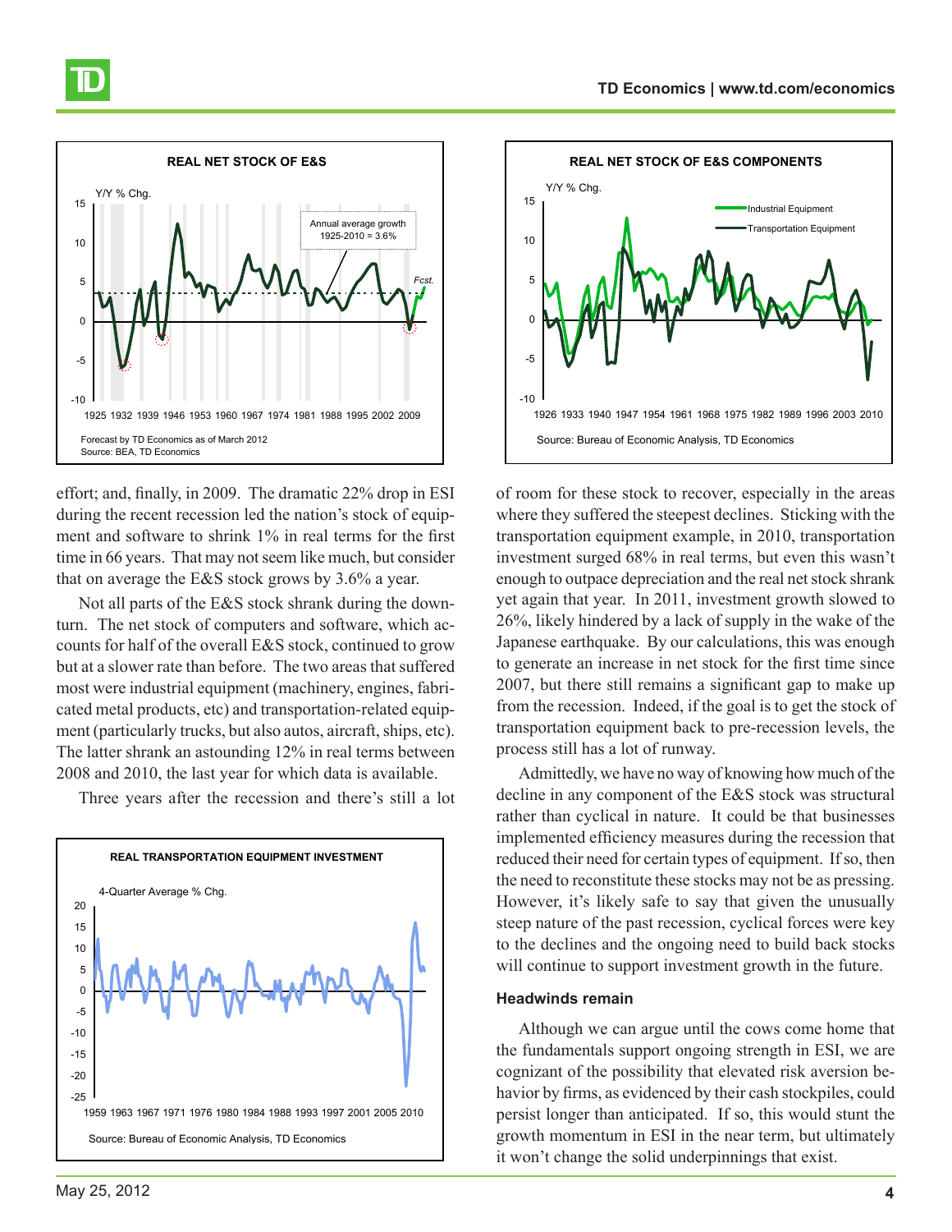**REAL NET STOCK OF E&S**

Y/Y % Chg.

Annual average growth 1925-2010 = 3.6%

Fcst.

Forecast by TD Economics as of March 2012
Source: BEA, TD Economics

**REAL NET STOCK OF E&S COMPONENTS**

Y/Y % Chg.

Industrial Equipment
Transportation Equipment

Source: Bureau of Economic Analysis, TD Economics

effort; and, finally, in 2009. The dramatic 22% drop in ESI during the recent recession led the nation's stock of equipment and software to shrink 1% in real terms for the first time in 66 years. That may not seem like much, but consider that on average the E&S stock grows by 3.6% a year.

Not all parts of the E&S stock shrank during the downturn. The net stock of computers and software, which accounts for half of the overall E&S stock, continued to grow but at a slower rate than before. The two areas that suffered most were industrial equipment (machinery, engines, fabricated metal products, etc) and transportation-related equipment (particularly trucks, but also autos, aircraft, ships, etc). The latter shrank an astounding 12% in real terms between 2008 and 2010, the last year for which data is available.

Three years after the recession and there's still a lot of room for these stock to recover, especially in the areas where they suffered the steepest declines. Sticking with the transportation equipment example, in 2010, transportation investment surged 68% in real terms, but even this wasn't enough to outpace depreciation and the real net stock shrank yet again that year. In 2011, investment growth slowed to 26%, likely hindered by a lack of supply in the wake of the Japanese earthquake. By our calculations, this was enough to generate an increase in net stock for the first time since 2007, but there still remains a significant gap to make up from the recession. Indeed, if the goal is to get the stock of transportation equipment back to pre-recession levels, the process still has a lot of runway.

**REAL TRANSPORTATION EQUIPMENT INVESTMENT**

4-Quarter Average % Chg.

Source: Bureau of Economic Analysis, TD Economics

Admittedly, we have no way of knowing how much of the decline in any component of the E&S stock was structural rather than cyclical in nature. It could be that businesses implemented efficiency measures during the recession that reduced their need for certain types of equipment. If so, then the need to reconstitute these stocks may not be as pressing. However, it's likely safe to say that given the unusually steep nature of the past recession, cyclical forces were key to the declines and the ongoing need to build back stocks will continue to support investment growth in the future.

### Headwinds remain

Although we can argue until the cows come home that the fundamentals support ongoing strength in ESI, we are cognizant of the possibility that elevated risk aversion behavior by firms, as evidenced by their cash stockpiles, could persist longer than anticipated. If so, this would stunt the growth momentum in ESI in the near term, but ultimately it won't change the solid underpinnings that exist.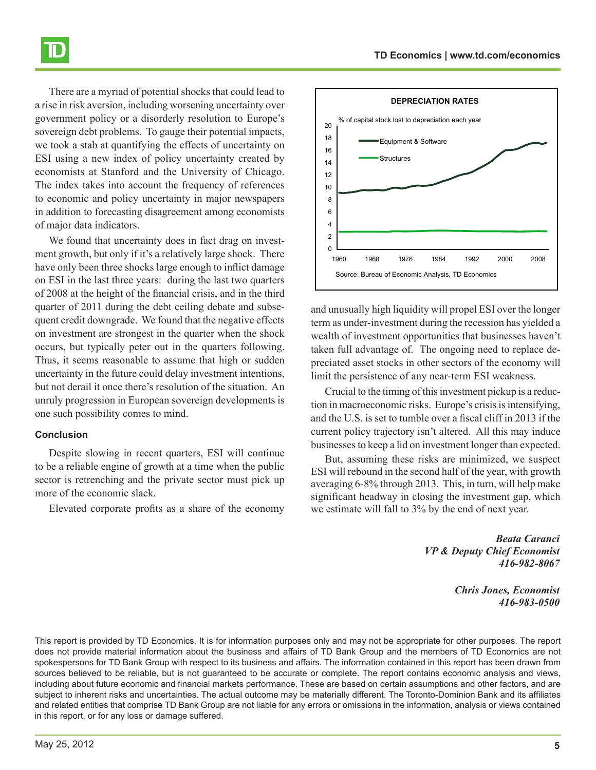There are a myriad of potential shocks that could lead to a rise in risk aversion, including worsening uncertainty over government policy or a disorderly resolution to Europe's sovereign debt problems. To gauge their potential impacts, we took a stab at quantifying the effects of uncertainty on ESI using a new index of policy uncertainty created by economists at Stanford and the University of Chicago. The index takes into account the frequency of references to economic and policy uncertainty in major newspapers in addition to forecasting disagreement among economists of major data indicators.

We found that uncertainty does in fact drag on investment growth, but only if it's a relatively large shock. There have only been three shocks large enough to inflict damage on ESI in the last three years: during the last two quarters of 2008 at the height of the financial crisis, and in the third quarter of 2011 during the debt ceiling debate and subsequent credit downgrade. We found that the negative effects on investment are strongest in the quarter when the shock occurs, but typically peter out in the quarters following. Thus, it seems reasonable to assume that high or sudden uncertainty in the future could delay investment intentions, but not derail it once there's resolution of the situation. An unruly progression in European sovereign developments is one such possibility comes to mind.

### Conclusion

Despite slowing in recent quarters, ESI will continue to be a reliable engine of growth at a time when the public sector is retrenching and the private sector must pick up more of the economic slack.

Elevated corporate profits as a share of the economy and unusually high liquidity will propel ESI over the longer term as under-investment during the recession has yielded a wealth of investment opportunities that businesses haven't taken full advantage of. The ongoing need to replace depreciated asset stocks in other sectors of the economy will limit the persistence of any near-term ESI weakness.

Crucial to the timing of this investment pickup is a reduction in macroeconomic risks. Europe's crisis is intensifying, and the U.S. is set to tumble over a fiscal cliff in 2013 if the current policy trajectory isn't altered. All this may induce businesses to keep a lid on investment longer than expected.

But, assuming these risks are minimized, we suspect ESI will rebound in the second half of the year, with growth averaging 6-8% through 2013. This, in turn, will help make significant headway in closing the investment gap, which we estimate will fall to 3% by the end of next year.

**DEPRECIATION RATES**

% of capital stock lost to depreciation each year

Equipment & Software

Structures

0 2 4 6 8 10 12 14 16 18 20

1960 1968 1976 1984 1992 2000 2008

Source: Bureau of Economic Analysis, TD Economics

***Beata Caranci***
***VP & Deputy Chief Economist***
***416-982-8067***

***Chris Jones, Economist***
***416-983-0500***

This report is provided by TD Economics. It is for information purposes only and may not be appropriate for other purposes. The report does not provide material information about the business and affairs of TD Bank Group and the members of TD Economics are not spokespersons for TD Bank Group with respect to its business and affairs. The information contained in this report has been drawn from sources believed to be reliable, but is not guaranteed to be accurate or complete. The report contains economic analysis and views, including about future economic and financial markets performance. These are based on certain assumptions and other factors, and are subject to inherent risks and uncertainties. The actual outcome may be materially different. The Toronto-Dominion Bank and its affiliates and related entities that comprise TD Bank Group are not liable for any errors or omissions in the information, analysis or views contained in this report, or for any loss or damage suffered.